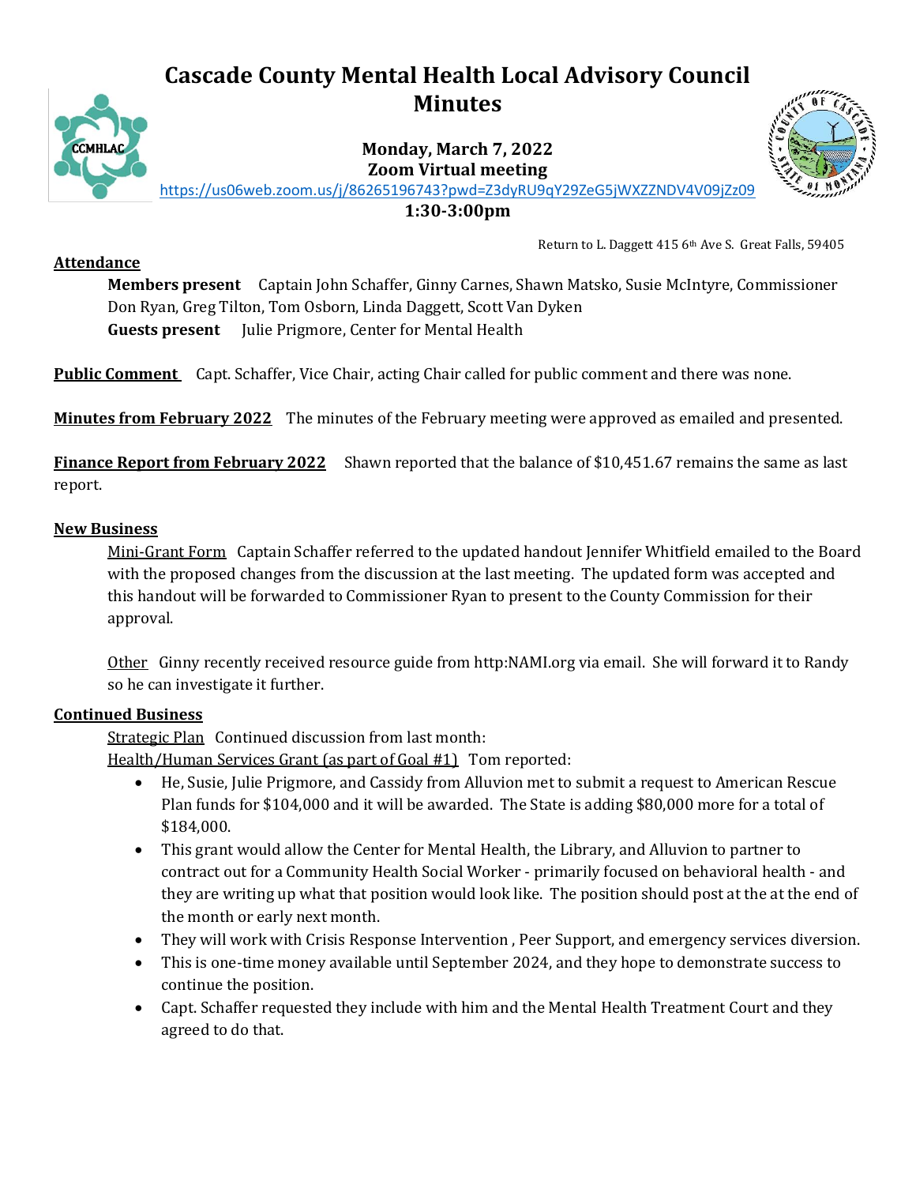# Cascade County Mental Health Local Advisory Council Minutes

**Monday, March 7, 2022**
**Zoom Virtual meeting**
https://us06web.zoom.us/j/86265196743?pwd=Z3dyRU9qY29ZeG5jWXZZNDV4V09jZz09
**1:30-3:00pm**

Return to L. Daggett 415 6th Ave S. Great Falls, 59405

**Attendance**

**Members present** Captain John Schaffer, Ginny Carnes, Shawn Matsko, Susie McIntyre, Commissioner Don Ryan, Greg Tilton, Tom Osborn, Linda Daggett, Scott Van Dyken
**Guests present** Julie Prigmore, Center for Mental Health

**Public Comment** Capt. Schaffer, Vice Chair, acting Chair called for public comment and there was none.

**Minutes from February 2022** The minutes of the February meeting were approved as emailed and presented.

**Finance Report from February 2022** Shawn reported that the balance of $10,451.67 remains the same as last report.

**New Business**

Mini-Grant Form Captain Schaffer referred to the updated handout Jennifer Whitfield emailed to the Board with the proposed changes from the discussion at the last meeting. The updated form was accepted and this handout will be forwarded to Commissioner Ryan to present to the County Commission for their approval.

Other Ginny recently received resource guide from http:NAMI.org via email. She will forward it to Randy so he can investigate it further.

**Continued Business**

Strategic Plan Continued discussion from last month:
Health/Human Services Grant (as part of Goal #1) Tom reported:

- He, Susie, Julie Prigmore, and Cassidy from Alluvion met to submit a request to American Rescue Plan funds for $104,000 and it will be awarded. The State is adding $80,000 more for a total of $184,000.
- This grant would allow the Center for Mental Health, the Library, and Alluvion to partner to contract out for a Community Health Social Worker - primarily focused on behavioral health - and they are writing up what that position would look like. The position should post at the at the end of the month or early next month.
- They will work with Crisis Response Intervention , Peer Support, and emergency services diversion.
- This is one-time money available until September 2024, and they hope to demonstrate success to continue the position.
- Capt. Schaffer requested they include with him and the Mental Health Treatment Court and they agreed to do that.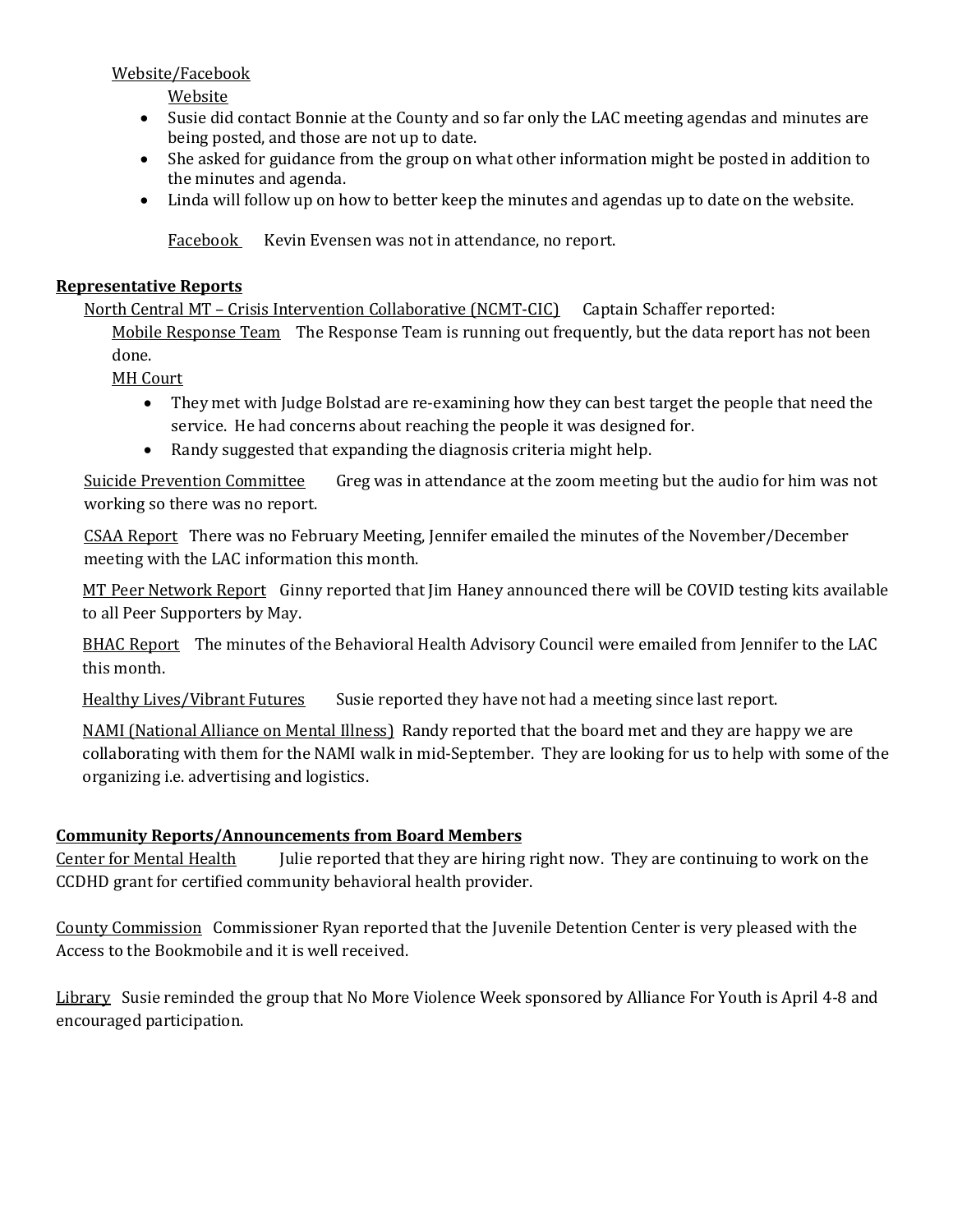Website/Facebook

Website

- Susie did contact Bonnie at the County and so far only the LAC meeting agendas and minutes are being posted, and those are not up to date.
- She asked for guidance from the group on what other information might be posted in addition to the minutes and agenda.
- Linda will follow up on how to better keep the minutes and agendas up to date on the website.

Facebook Kevin Evensen was not in attendance, no report.

**Representative Reports**

North Central MT – Crisis Intervention Collaborative (NCMT-CIC) Captain Schaffer reported:

Mobile Response Team The Response Team is running out frequently, but the data report has not been done.

MH Court

- They met with Judge Bolstad are re-examining how they can best target the people that need the service. He had concerns about reaching the people it was designed for.
- Randy suggested that expanding the diagnosis criteria might help.

Suicide Prevention Committee Greg was in attendance at the zoom meeting but the audio for him was not working so there was no report.

CSAA Report There was no February Meeting, Jennifer emailed the minutes of the November/December meeting with the LAC information this month.

MT Peer Network Report Ginny reported that Jim Haney announced there will be COVID testing kits available to all Peer Supporters by May.

BHAC Report The minutes of the Behavioral Health Advisory Council were emailed from Jennifer to the LAC this month.

Healthy Lives/Vibrant Futures Susie reported they have not had a meeting since last report.

NAMI (National Alliance on Mental Illness) Randy reported that the board met and they are happy we are collaborating with them for the NAMI walk in mid-September. They are looking for us to help with some of the organizing i.e. advertising and logistics.

**Community Reports/Announcements from Board Members**

Center for Mental Health Julie reported that they are hiring right now. They are continuing to work on the CCDHD grant for certified community behavioral health provider.

County Commission Commissioner Ryan reported that the Juvenile Detention Center is very pleased with the Access to the Bookmobile and it is well received.

Library Susie reminded the group that No More Violence Week sponsored by Alliance For Youth is April 4-8 and encouraged participation.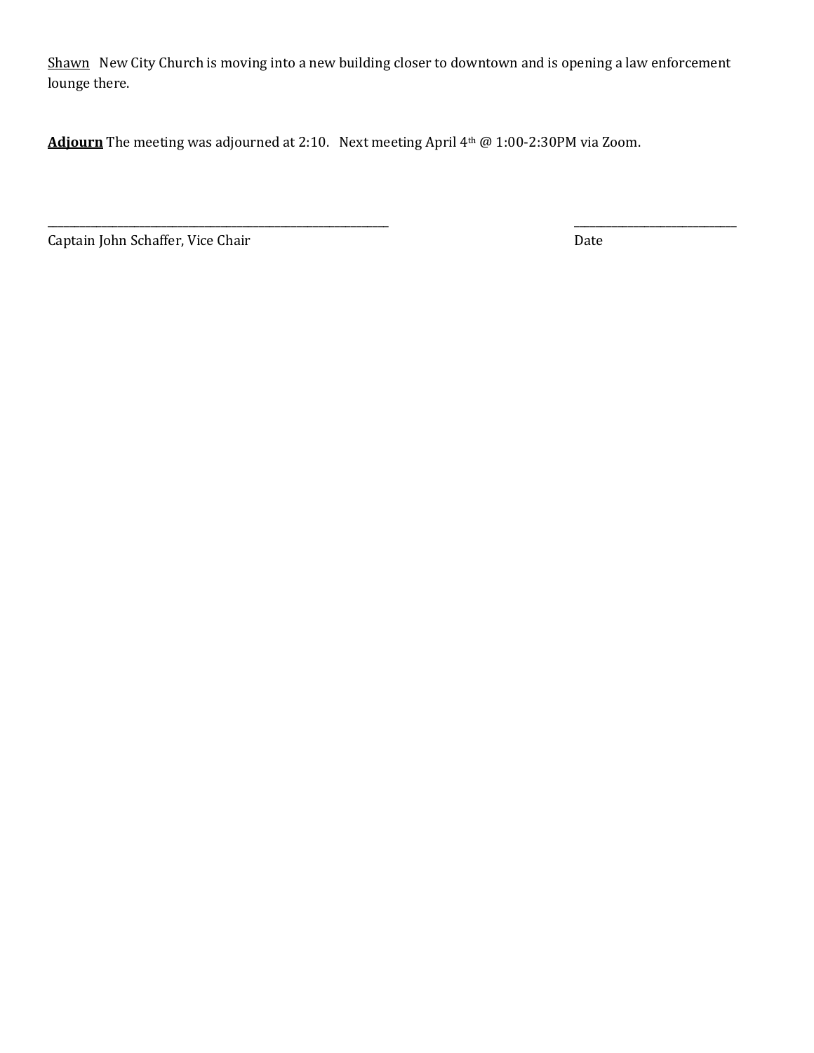<u>Shawn</u> New City Church is moving into a new building closer to downtown and is opening a law enforcement lounge there.

<u>**Adjourn**</u> The meeting was adjourned at 2:10. Next meeting April 4th @ 1:00-2:30PM via Zoom.

______________________________________________ ______________________

Captain John Schaffer, Vice Chair Date